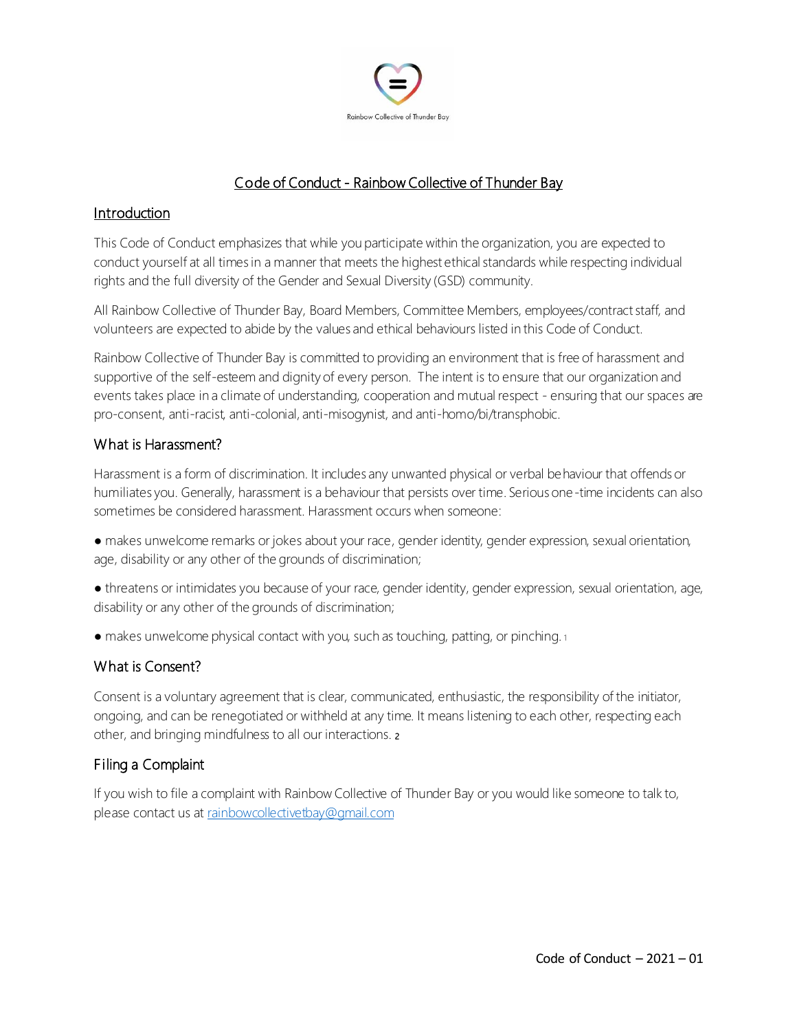Rainbow Collective of Thunder Bay

# Code of Conduct - Rainbow Collective of Thunder Bay

## Introduction

This Code of Conduct emphasizes that while you participate within the organization, you are expected to conduct yourself at all times in a manner that meets the highest ethical standards while respecting individual rights and the full diversity of the Gender and Sexual Diversity (GSD) community.

All Rainbow Collective of Thunder Bay, Board Members, Committee Members, employees/contract staff, and volunteers are expected to abide by the values and ethical behaviours listed in this Code of Conduct.

Rainbow Collective of Thunder Bay is committed to providing an environment that is free of harassment and supportive of the self-esteem and dignity of every person. The intent is to ensure that our organization and events takes place in a climate of understanding, cooperation and mutual respect - ensuring that our spaces are pro-consent, anti-racist, anti-colonial, anti-misogynist, and anti-homo/bi/transphobic.

## What is Harassment?

Harassment is a form of discrimination. It includes any unwanted physical or verbal behaviour that offends or humiliates you. Generally, harassment is a behaviour that persists over time. Serious one-time incidents can also sometimes be considered harassment. Harassment occurs when someone:

● makes unwelcome remarks or jokes about your race, gender identity, gender expression, sexual orientation, age, disability or any other of the grounds of discrimination;

● threatens or intimidates you because of your race, gender identity, gender expression, sexual orientation, age, disability or any other of the grounds of discrimination;

● makes unwelcome physical contact with you, such as touching, patting, or pinching. [1]

## What is Consent?

Consent is a voluntary agreement that is clear, communicated, enthusiastic, the responsibility of the initiator, ongoing, and can be renegotiated or withheld at any time. It means listening to each other, respecting each other, and bringing mindfulness to all our interactions. [2]

## Filing a Complaint

If you wish to file a complaint with Rainbow Collective of Thunder Bay or you would like someone to talk to, please contact us at rainbowcollectivetbay@gmail.com

Code of Conduct – 2021 – 01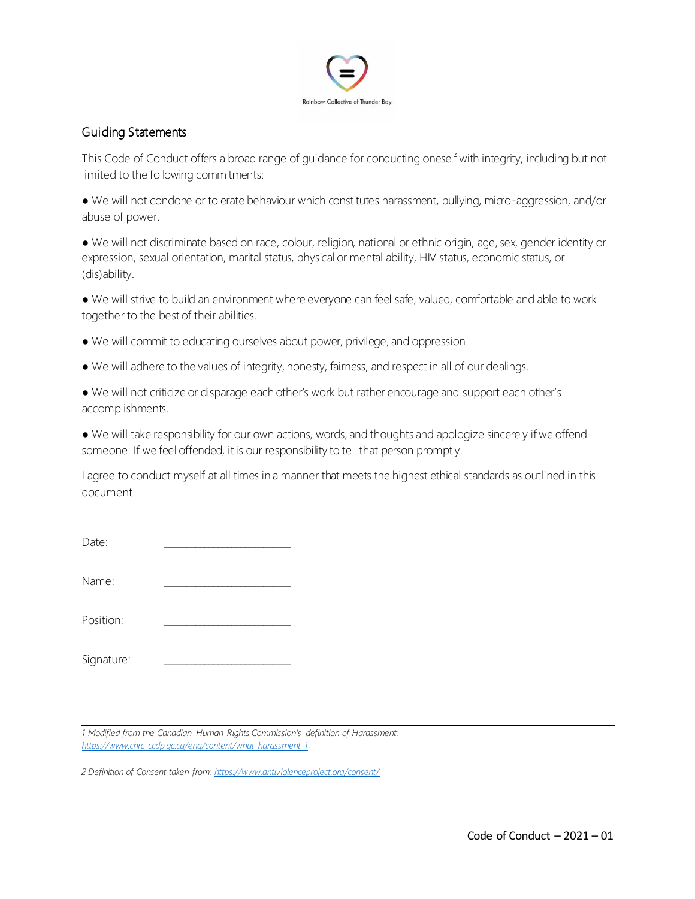Rainbow Collective of Thunder Bay

## Guiding Statements

This Code of Conduct offers a broad range of guidance for conducting oneself with integrity, including but not limited to the following commitments:

● We will not condone or tolerate behaviour which constitutes harassment, bullying, micro-aggression, and/or abuse of power.

● We will not discriminate based on race, colour, religion, national or ethnic origin, age, sex, gender identity or expression, sexual orientation, marital status, physical or mental ability, HIV status, economic status, or (dis)ability.

● We will strive to build an environment where everyone can feel safe, valued, comfortable and able to work together to the best of their abilities.

● We will commit to educating ourselves about power, privilege, and oppression.

● We will adhere to the values of integrity, honesty, fairness, and respect in all of our dealings.

● We will not criticize or disparage each other's work but rather encourage and support each other's accomplishments.

● We will take responsibility for our own actions, words, and thoughts and apologize sincerely if we offend someone. If we feel offended, it is our responsibility to tell that person promptly.

I agree to conduct myself at all times in a manner that meets the highest ethical standards as outlined in this document.

Date: ________________________

Name: ________________________

Position: ________________________

Signature: ________________________

---

*1 Modified from the Canadian Human Rights Commission's definition of Harassment:* [https://www.chrc-ccdp.gc.ca/eng/content/what-harassment-1](https://www.chrc-ccdp.gc.ca/eng/content/what-harassment-1)

*2 Definition of Consent taken from:* [https://www.antiviolenceproject.org/consent/](https://www.antiviolenceproject.org/consent/)

Code of Conduct – 2021 – 01